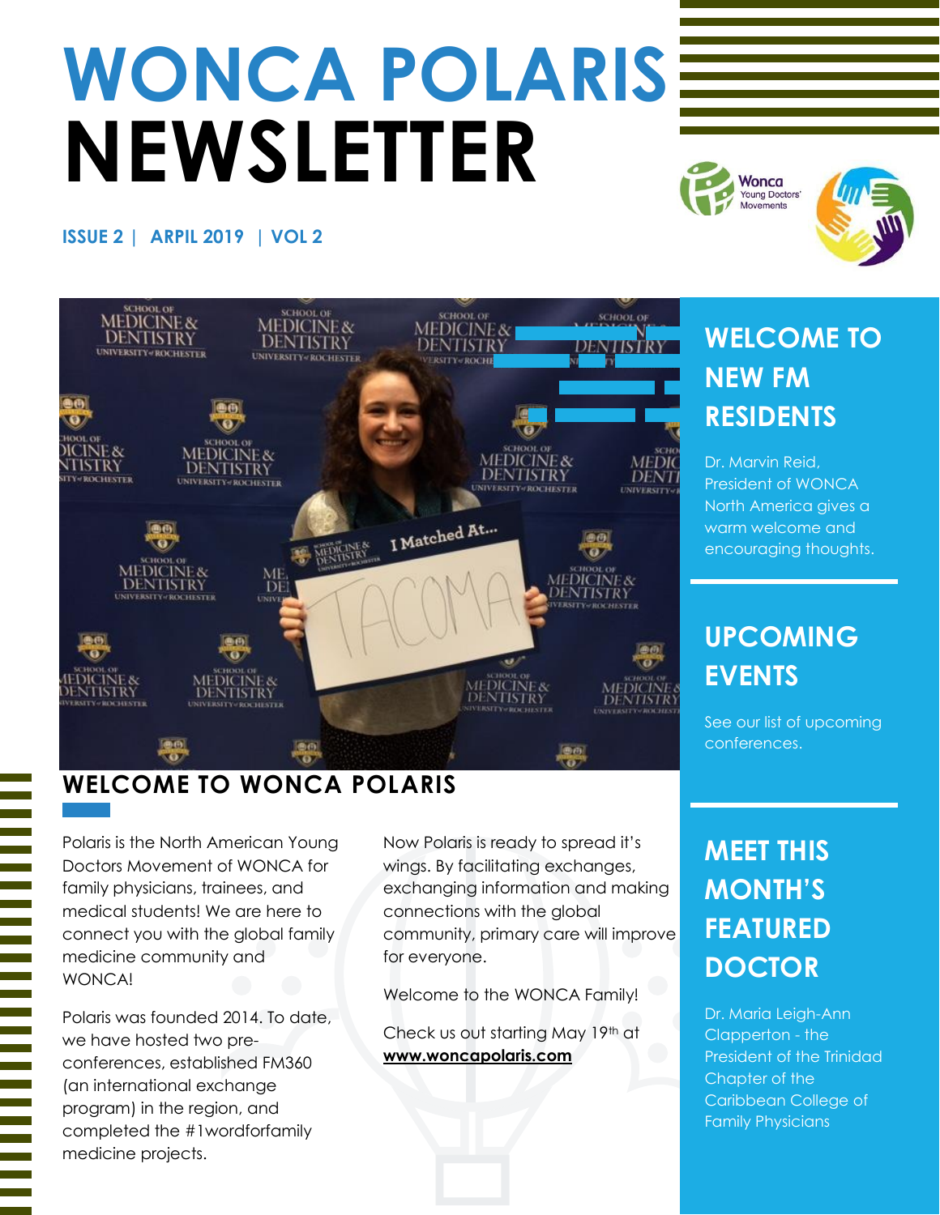# WONCA POLARIS NEWSLETTER

**ISSUE 2 | ARPIL 2019 | VOL 2**

## WELCOME TO WONCA POLARIS

Polaris is the North American Young Doctors Movement of WONCA for family physicians, trainees, and medical students! We are here to connect you with the global family medicine community and WONCA!

Polaris was founded 2014. To date, we have hosted two pre-conferences, established FM360 (an international exchange program) in the region, and completed the #1wordforfamily medicine projects.

Now Polaris is ready to spread it's wings. By facilitating exchanges, exchanging information and making connections with the global community, primary care will improve for everyone.

Welcome to the WONCA Family!

Check us out starting May 19th at **www.woncapolaris.com**

## WELCOME TO NEW FM RESIDENTS

Dr. Marvin Reid, President of WONCA North America gives a warm welcome and encouraging thoughts.

## UPCOMING EVENTS

See our list of upcoming conferences.

## MEET THIS MONTH'S FEATURED DOCTOR

Dr. Maria Leigh-Ann Clapperton - the President of the Trinidad Chapter of the Caribbean College of Family Physicians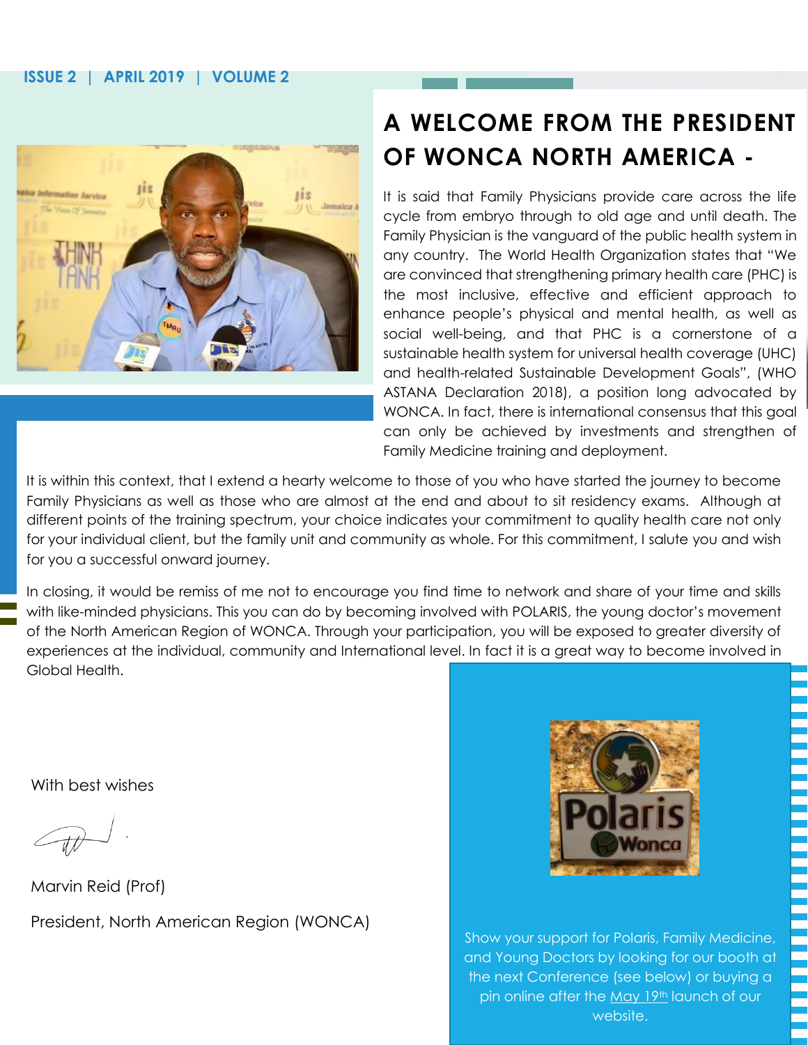# A WELCOME FROM THE PRESIDENT OF WONCA NORTH AMERICA -

It is said that Family Physicians provide care across the life cycle from embryo through to old age and until death. The Family Physician is the vanguard of the public health system in any country. The World Health Organization states that "We are convinced that strengthening primary health care (PHC) is the most inclusive, effective and efficient approach to enhance people's physical and mental health, as well as social well-being, and that PHC is a cornerstone of a sustainable health system for universal health coverage (UHC) and health-related Sustainable Development Goals", (WHO ASTANA Declaration 2018), a position long advocated by WONCA. In fact, there is international consensus that this goal can only be achieved by investments and strengthen of Family Medicine training and deployment.

It is within this context, that I extend a hearty welcome to those of you who have started the journey to become Family Physicians as well as those who are almost at the end and about to sit residency exams. Although at different points of the training spectrum, your choice indicates your commitment to quality health care not only for your individual client, but the family unit and community as whole. For this commitment, I salute you and wish for you a successful onward journey.

In closing, it would be remiss of me not to encourage you find time to network and share of your time and skills with like-minded physicians. This you can do by becoming involved with POLARIS, the young doctor's movement of the North American Region of WONCA. Through your participation, you will be exposed to greater diversity of experiences at the individual, community and International level. In fact it is a great way to become involved in Global Health.

With best wishes

Marvin Reid (Prof)

President, North American Region (WONCA)

Show your support for Polaris, Family Medicine, and Young Doctors by looking for our booth at the next Conference (see below) or buying a pin online after the May 19th launch of our website.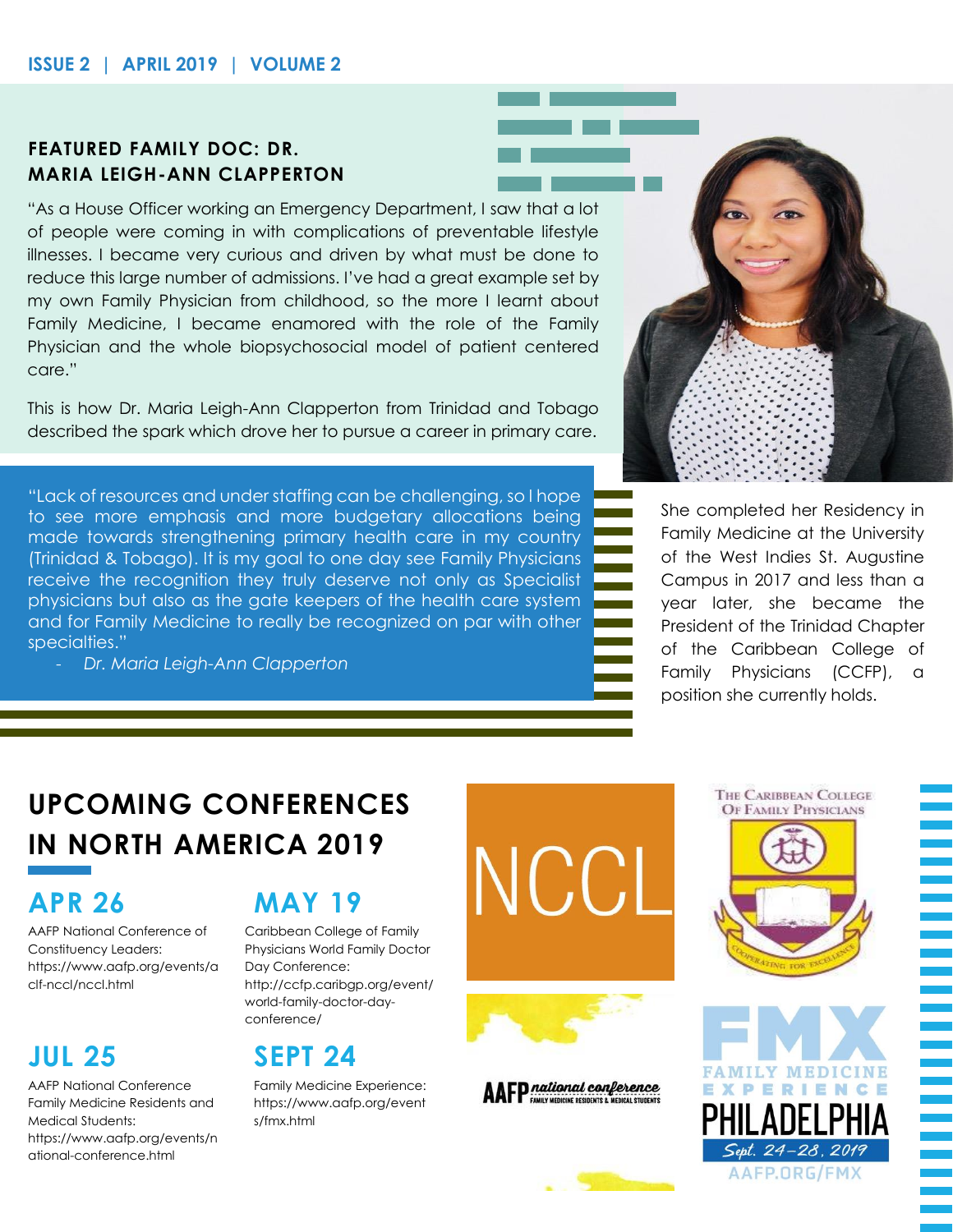## FEATURED FAMILY DOC: DR. MARIA LEIGH-ANN CLAPPERTON

"As a House Officer working an Emergency Department, I saw that a lot of people were coming in with complications of preventable lifestyle illnesses. I became very curious and driven by what must be done to reduce this large number of admissions. I've had a great example set by my own Family Physician from childhood, so the more I learnt about Family Medicine, I became enamored with the role of the Family Physician and the whole biopsychosocial model of patient centered care."

This is how Dr. Maria Leigh-Ann Clapperton from Trinidad and Tobago described the spark which drove her to pursue a career in primary care.

"Lack of resources and under staffing can be challenging, so I hope to see more emphasis and more budgetary allocations being made towards strengthening primary health care in my country (Trinidad & Tobago). It is my goal to one day see Family Physicians receive the recognition they truly deserve not only as Specialist physicians but also as the gate keepers of the health care system and for Family Medicine to really be recognized on par with other specialties."

- *Dr. Maria Leigh-Ann Clapperton*

She completed her Residency in Family Medicine at the University of the West Indies St. Augustine Campus in 2017 and less than a year later, she became the President of the Trinidad Chapter of the Caribbean College of Family Physicians (CCFP), a position she currently holds.

## UPCOMING CONFERENCES IN NORTH AMERICA 2019

### APR 26

AAFP National Conference of Constituency Leaders: https://www.aafp.org/events/aclf-nccl/nccl.html

### MAY 19

Caribbean College of Family Physicians World Family Doctor Day Conference: http://ccfp.caribgp.org/event/world-family-doctor-day-conference/

### JUL 25

AAFP National Conference Family Medicine Residents and Medical Students: https://www.aafp.org/events/national-conference.html

### SEPT 24

Family Medicine Experience: https://www.aafp.org/events/fmx.html